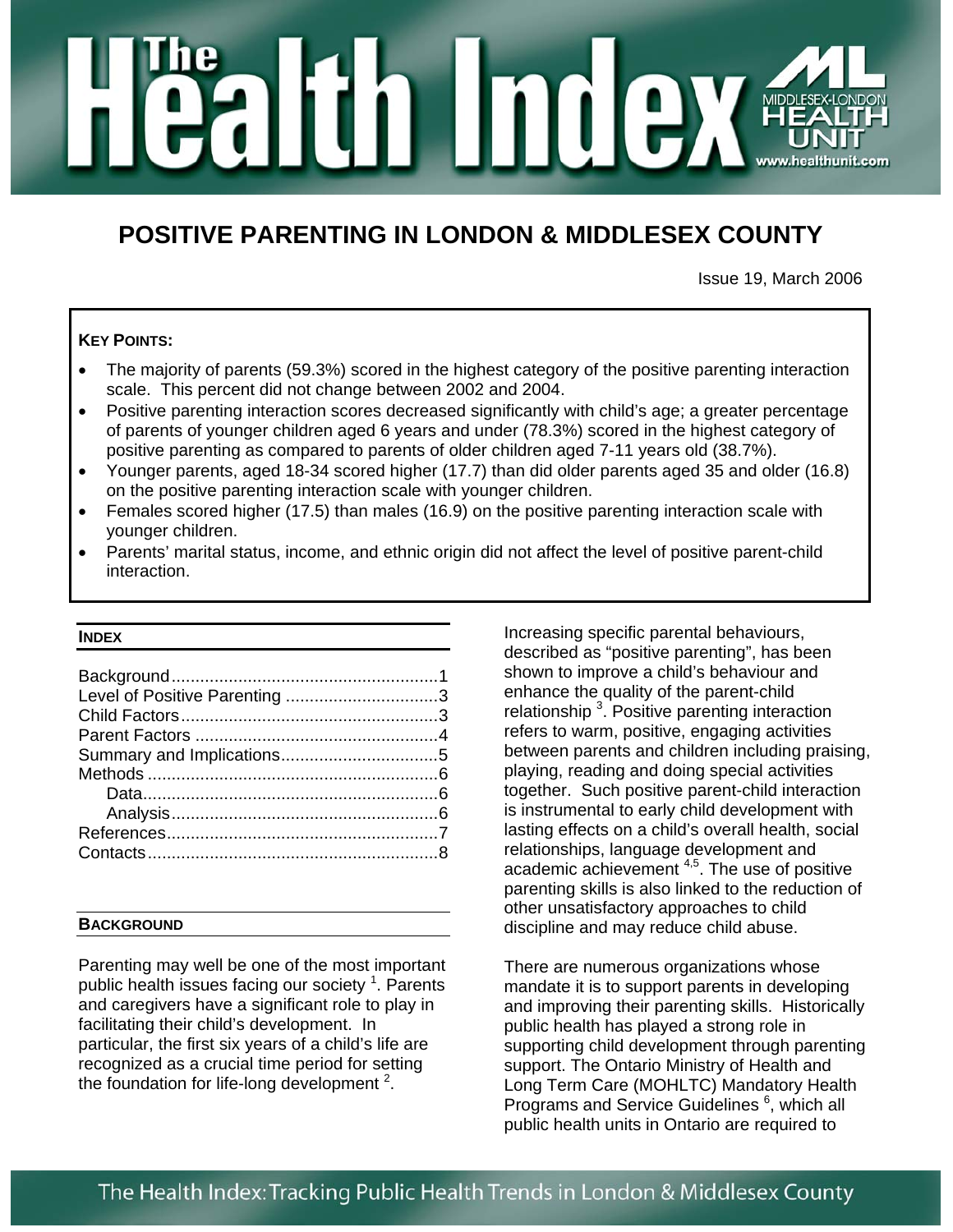# The Health Index

## POSITIVE PARENTING IN LONDON & MIDDLESEX COUNTY

Issue 19, March 2006

**KEY POINTS:**

- The majority of parents (59.3%) scored in the highest category of the positive parenting interaction scale. This percent did not change between 2002 and 2004.
- Positive parenting interaction scores decreased significantly with child's age; a greater percentage of parents of younger children aged 6 years and under (78.3%) scored in the highest category of positive parenting as compared to parents of older children aged 7-11 years old (38.7%).
- Younger parents, aged 18-34 scored higher (17.7) than did older parents aged 35 and older (16.8) on the positive parenting interaction scale with younger children.
- Females scored higher (17.5) than males (16.9) on the positive parenting interaction scale with younger children.
- Parents' marital status, income, and ethnic origin did not affect the level of positive parent-child interaction.

### INDEX

- Background....1
- Level of Positive Parenting....3
- Child Factors....3
- Parent Factors....4
- Summary and Implications....5
- Methods....6
  - Data....6
  - Analysis....6
- References....7
- Contacts....8

### BACKGROUND

Parenting may well be one of the most important public health issues facing our society [1]. Parents and caregivers have a significant role to play in facilitating their child's development. In particular, the first six years of a child's life are recognized as a crucial time period for setting the foundation for life-long development [2].

Increasing specific parental behaviours, described as "positive parenting", has been shown to improve a child's behaviour and enhance the quality of the parent-child relationship [3]. Positive parenting interaction refers to warm, positive, engaging activities between parents and children including praising, playing, reading and doing special activities together. Such positive parent-child interaction is instrumental to early child development with lasting effects on a child's overall health, social relationships, language development and academic achievement [4,5]. The use of positive parenting skills is also linked to the reduction of other unsatisfactory approaches to child discipline and may reduce child abuse.

There are numerous organizations whose mandate it is to support parents in developing and improving their parenting skills. Historically public health has played a strong role in supporting child development through parenting support. The Ontario Ministry of Health and Long Term Care (MOHLTC) Mandatory Health Programs and Service Guidelines [6], which all public health units in Ontario are required to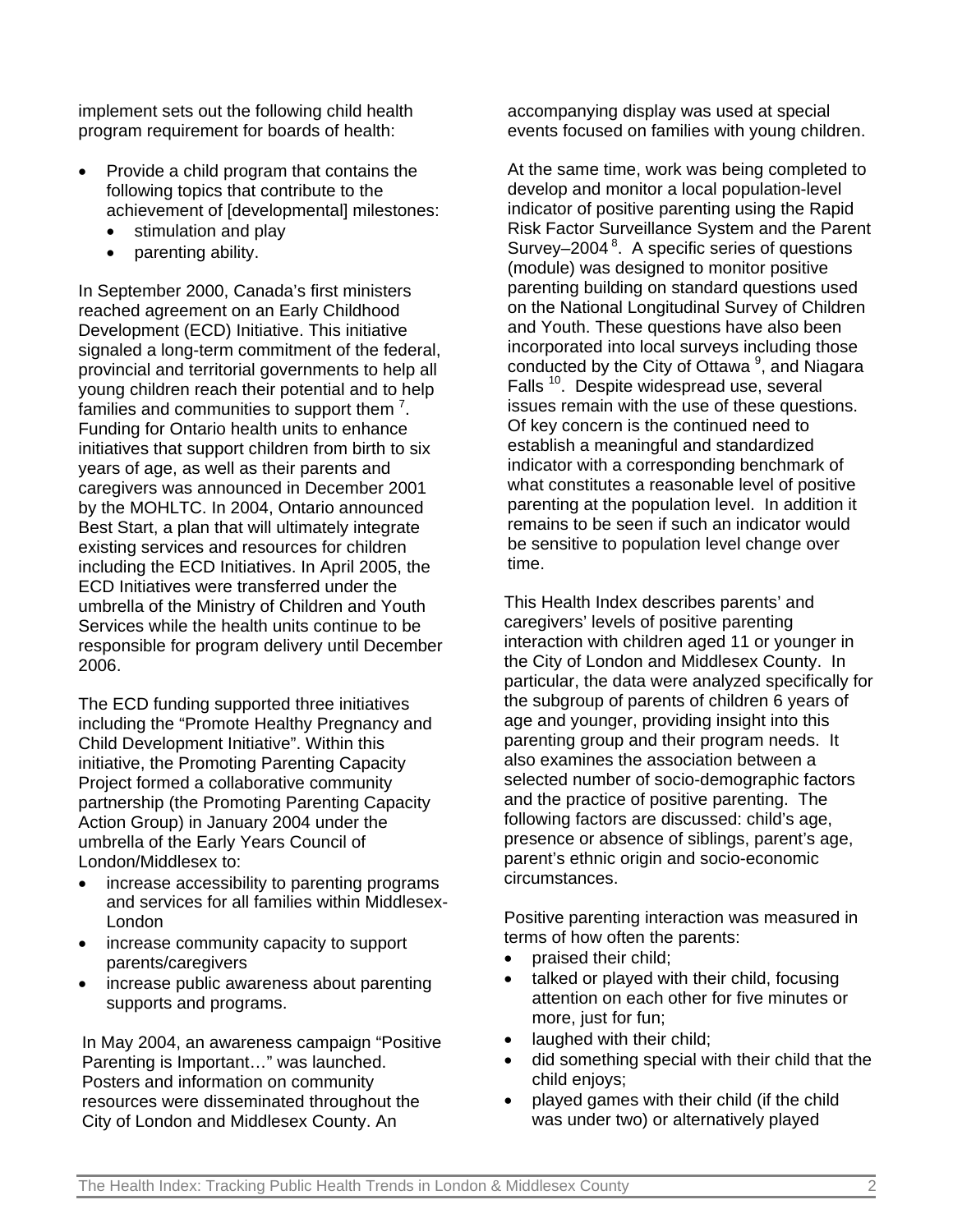implement sets out the following child health program requirement for boards of health:

- Provide a child program that contains the following topics that contribute to the achievement of [developmental] milestones:
  - stimulation and play
  - parenting ability.

In September 2000, Canada's first ministers reached agreement on an Early Childhood Development (ECD) Initiative. This initiative signaled a long-term commitment of the federal, provincial and territorial governments to help all young children reach their potential and to help families and communities to support them [7]. Funding for Ontario health units to enhance initiatives that support children from birth to six years of age, as well as their parents and caregivers was announced in December 2001 by the MOHLTC. In 2004, Ontario announced Best Start, a plan that will ultimately integrate existing services and resources for children including the ECD Initiatives. In April 2005, the ECD Initiatives were transferred under the umbrella of the Ministry of Children and Youth Services while the health units continue to be responsible for program delivery until December 2006.

The ECD funding supported three initiatives including the "Promote Healthy Pregnancy and Child Development Initiative". Within this initiative, the Promoting Parenting Capacity Project formed a collaborative community partnership (the Promoting Parenting Capacity Action Group) in January 2004 under the umbrella of the Early Years Council of London/Middlesex to:

- increase accessibility to parenting programs and services for all families within Middlesex-London
- increase community capacity to support parents/caregivers
- increase public awareness about parenting supports and programs.

In May 2004, an awareness campaign "Positive Parenting is Important…" was launched. Posters and information on community resources were disseminated throughout the City of London and Middlesex County. An accompanying display was used at special events focused on families with young children.

At the same time, work was being completed to develop and monitor a local population-level indicator of positive parenting using the Rapid Risk Factor Surveillance System and the Parent Survey–2004 [8]. A specific series of questions (module) was designed to monitor positive parenting building on standard questions used on the National Longitudinal Survey of Children and Youth. These questions have also been incorporated into local surveys including those conducted by the City of Ottawa [9], and Niagara Falls [10]. Despite widespread use, several issues remain with the use of these questions. Of key concern is the continued need to establish a meaningful and standardized indicator with a corresponding benchmark of what constitutes a reasonable level of positive parenting at the population level. In addition it remains to be seen if such an indicator would be sensitive to population level change over time.

This Health Index describes parents' and caregivers' levels of positive parenting interaction with children aged 11 or younger in the City of London and Middlesex County. In particular, the data were analyzed specifically for the subgroup of parents of children 6 years of age and younger, providing insight into this parenting group and their program needs. It also examines the association between a selected number of socio-demographic factors and the practice of positive parenting. The following factors are discussed: child's age, presence or absence of siblings, parent's age, parent's ethnic origin and socio-economic circumstances.

Positive parenting interaction was measured in terms of how often the parents:

- praised their child;
- talked or played with their child, focusing attention on each other for five minutes or more, just for fun;
- laughed with their child;
- did something special with their child that the child enjoys;
- played games with their child (if the child was under two) or alternatively played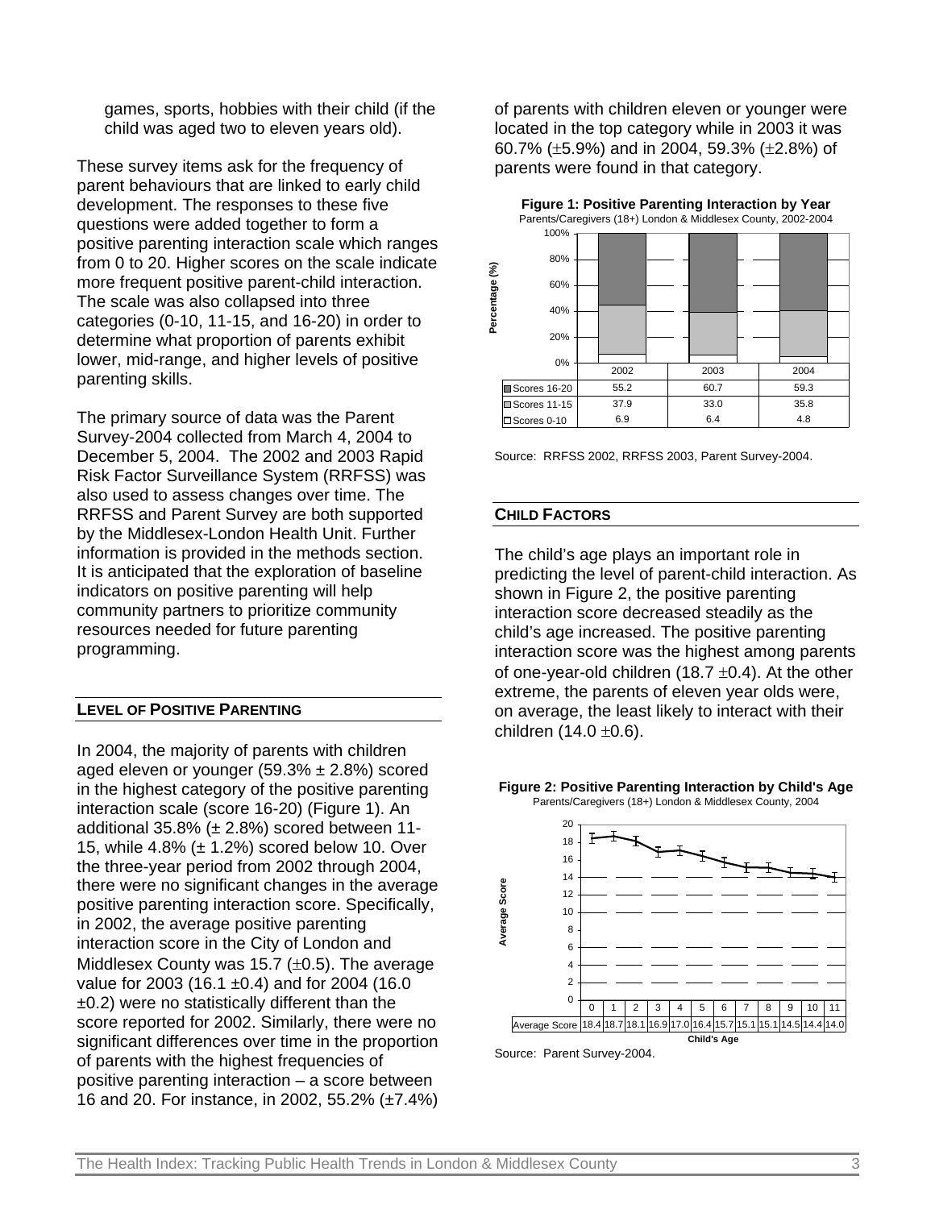games, sports, hobbies with their child (if the child was aged two to eleven years old).

These survey items ask for the frequency of parent behaviours that are linked to early child development. The responses to these five questions were added together to form a positive parenting interaction scale which ranges from 0 to 20. Higher scores on the scale indicate more frequent positive parent-child interaction. The scale was also collapsed into three categories (0-10, 11-15, and 16-20) in order to determine what proportion of parents exhibit lower, mid-range, and higher levels of positive parenting skills.

The primary source of data was the Parent Survey-2004 collected from March 4, 2004 to December 5, 2004. The 2002 and 2003 Rapid Risk Factor Surveillance System (RRFSS) was also used to assess changes over time. The RRFSS and Parent Survey are both supported by the Middlesex-London Health Unit. Further information is provided in the methods section. It is anticipated that the exploration of baseline indicators on positive parenting will help community partners to prioritize community resources needed for future parenting programming.

## LEVEL OF POSITIVE PARENTING

In 2004, the majority of parents with children aged eleven or younger (59.3% ± 2.8%) scored in the highest category of the positive parenting interaction scale (score 16-20) (Figure 1). An additional 35.8% (± 2.8%) scored between 11-15, while 4.8% (± 1.2%) scored below 10. Over the three-year period from 2002 through 2004, there were no significant changes in the average positive parenting interaction score. Specifically, in 2002, the average positive parenting interaction score in the City of London and Middlesex County was 15.7 (±0.5). The average value for 2003 (16.1 ±0.4) and for 2004 (16.0 ±0.2) were no statistically different than the score reported for 2002. Similarly, there were no significant differences over time in the proportion of parents with the highest frequencies of positive parenting interaction – a score between 16 and 20. For instance, in 2002, 55.2% (±7.4%) of parents with children eleven or younger were located in the top category while in 2003 it was 60.7% (±5.9%) and in 2004, 59.3% (±2.8%) of parents were found in that category.

**Figure 1: Positive Parenting Interaction by Year**
Parents/Caregivers (18+) London & Middlesex County, 2002-2004

| | 2002 | 2003 | 2004 |
|---|---|---|---|
| Scores 16-20 | 55.2 | 60.7 | 59.3 |
| Scores 11-15 | 37.9 | 33.0 | 35.8 |
| Scores 0-10 | 6.9 | 6.4 | 4.8 |

Source: RRFSS 2002, RRFSS 2003, Parent Survey-2004.

## CHILD FACTORS

The child's age plays an important role in predicting the level of parent-child interaction. As shown in Figure 2, the positive parenting interaction score decreased steadily as the child's age increased. The positive parenting interaction score was the highest among parents of one-year-old children (18.7 ±0.4). At the other extreme, the parents of eleven year olds were, on average, the least likely to interact with their children (14.0 ±0.6).

**Figure 2: Positive Parenting Interaction by Child's Age**
Parents/Caregivers (18+) London & Middlesex County, 2004

| Child's Age | 0 | 1 | 2 | 3 | 4 | 5 | 6 | 7 | 8 | 9 | 10 | 11 |
|---|---|---|---|---|---|---|---|---|---|---|---|---|
| Average Score | 18.4 | 18.7 | 18.1 | 16.9 | 17.0 | 16.4 | 15.7 | 15.1 | 15.1 | 14.5 | 14.4 | 14.0 |

Source: Parent Survey-2004.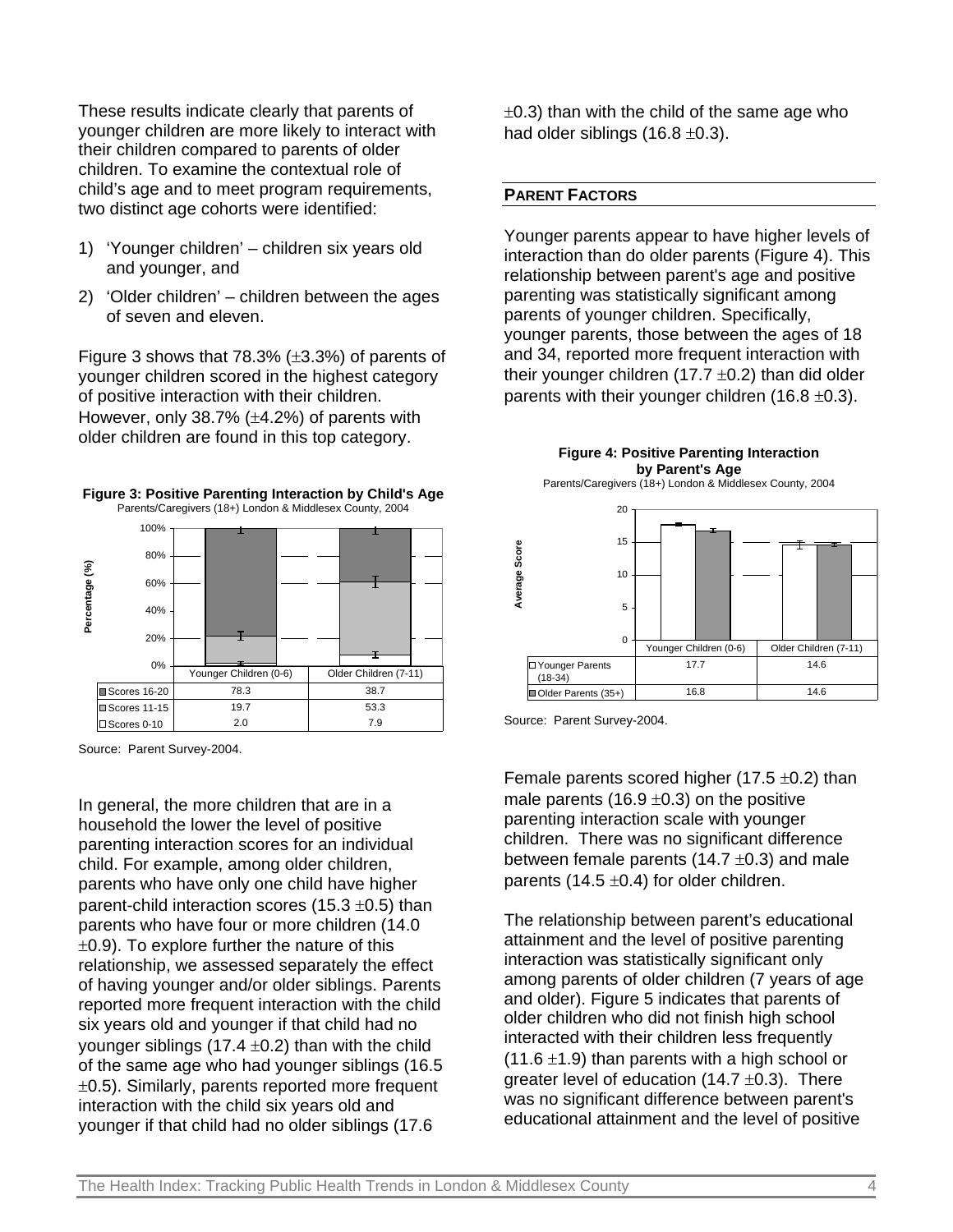These results indicate clearly that parents of younger children are more likely to interact with their children compared to parents of older children. To examine the contextual role of child's age and to meet program requirements, two distinct age cohorts were identified:

1) 'Younger children' – children six years old and younger, and
2) 'Older children' – children between the ages of seven and eleven.

Figure 3 shows that 78.3% (±3.3%) of parents of younger children scored in the highest category of positive interaction with their children. However, only 38.7% (±4.2%) of parents with older children are found in this top category.

**Figure 3: Positive Parenting Interaction by Child's Age**
Parents/Caregivers (18+) London & Middlesex County, 2004

| | Younger Children (0-6) | Older Children (7-11) |
|---|---|---|
| Scores 16-20 | 78.3 | 38.7 |
| Scores 11-15 | 19.7 | 53.3 |
| Scores 0-10 | 2.0 | 7.9 |

Source: Parent Survey-2004.

In general, the more children that are in a household the lower the level of positive parenting interaction scores for an individual child. For example, among older children, parents who have only one child have higher parent-child interaction scores (15.3 ±0.5) than parents who have four or more children (14.0 ±0.9). To explore further the nature of this relationship, we assessed separately the effect of having younger and/or older siblings. Parents reported more frequent interaction with the child six years old and younger if that child had no younger siblings (17.4 ±0.2) than with the child of the same age who had younger siblings (16.5 ±0.5). Similarly, parents reported more frequent interaction with the child six years old and younger if that child had no older siblings (17.6 ±0.3) than with the child of the same age who had older siblings (16.8 ±0.3).

## PARENT FACTORS

Younger parents appear to have higher levels of interaction than do older parents (Figure 4). This relationship between parent's age and positive parenting was statistically significant among parents of younger children. Specifically, younger parents, those between the ages of 18 and 34, reported more frequent interaction with their younger children (17.7 ±0.2) than did older parents with their younger children (16.8 ±0.3).

**Figure 4: Positive Parenting Interaction by Parent's Age**
Parents/Caregivers (18+) London & Middlesex County, 2004

| | Younger Children (0-6) | Older Children (7-11) |
|---|---|---|
| Younger Parents (18-34) | 17.7 | 14.6 |
| Older Parents (35+) | 16.8 | 14.6 |

Source: Parent Survey-2004.

Female parents scored higher (17.5 ±0.2) than male parents (16.9 ±0.3) on the positive parenting interaction scale with younger children. There was no significant difference between female parents (14.7 ±0.3) and male parents (14.5 ±0.4) for older children.

The relationship between parent's educational attainment and the level of positive parenting interaction was statistically significant only among parents of older children (7 years of age and older). Figure 5 indicates that parents of older children who did not finish high school interacted with their children less frequently (11.6 ±1.9) than parents with a high school or greater level of education (14.7 ±0.3). There was no significant difference between parent's educational attainment and the level of positive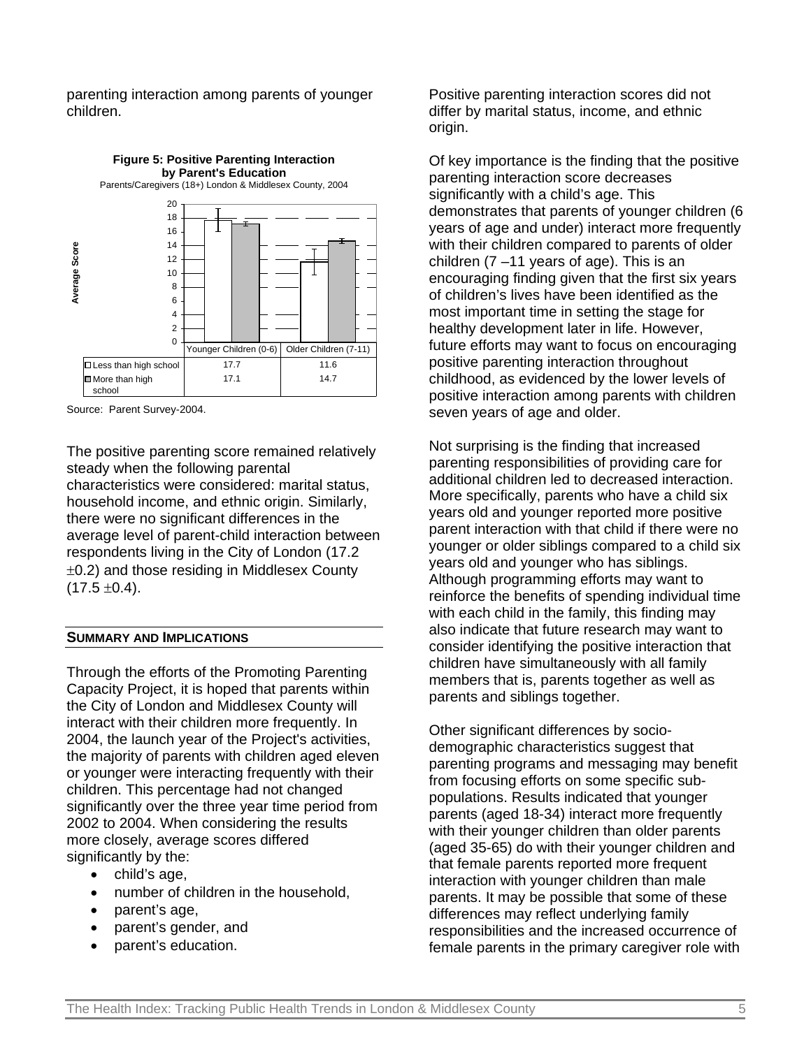parenting interaction among parents of younger children.

**Figure 5: Positive Parenting Interaction by Parent's Education**

Parents/Caregivers (18+) London & Middlesex County, 2004

| | Younger Children (0-6) | Older Children (7-11) |
|---|---|---|
| Less than high school | 17.7 | 11.6 |
| More than high school | 17.1 | 14.7 |

Source: Parent Survey-2004.

The positive parenting score remained relatively steady when the following parental characteristics were considered: marital status, household income, and ethnic origin. Similarly, there were no significant differences in the average level of parent-child interaction between respondents living in the City of London (17.2 ±0.2) and those residing in Middlesex County (17.5 ±0.4).

## SUMMARY AND IMPLICATIONS

Through the efforts of the Promoting Parenting Capacity Project, it is hoped that parents within the City of London and Middlesex County will interact with their children more frequently. In 2004, the launch year of the Project's activities, the majority of parents with children aged eleven or younger were interacting frequently with their children. This percentage had not changed significantly over the three year time period from 2002 to 2004. When considering the results more closely, average scores differed significantly by the:

- child's age,
- number of children in the household,
- parent's age,
- parent's gender, and
- parent's education.

Positive parenting interaction scores did not differ by marital status, income, and ethnic origin.

Of key importance is the finding that the positive parenting interaction score decreases significantly with a child's age. This demonstrates that parents of younger children (6 years of age and under) interact more frequently with their children compared to parents of older children (7 –11 years of age). This is an encouraging finding given that the first six years of children's lives have been identified as the most important time in setting the stage for healthy development later in life. However, future efforts may want to focus on encouraging positive parenting interaction throughout childhood, as evidenced by the lower levels of positive interaction among parents with children seven years of age and older.

Not surprising is the finding that increased parenting responsibilities of providing care for additional children led to decreased interaction. More specifically, parents who have a child six years old and younger reported more positive parent interaction with that child if there were no younger or older siblings compared to a child six years old and younger who has siblings. Although programming efforts may want to reinforce the benefits of spending individual time with each child in the family, this finding may also indicate that future research may want to consider identifying the positive interaction that children have simultaneously with all family members that is, parents together as well as parents and siblings together.

Other significant differences by socio-demographic characteristics suggest that parenting programs and messaging may benefit from focusing efforts on some specific sub-populations. Results indicated that younger parents (aged 18-34) interact more frequently with their younger children than older parents (aged 35-65) do with their younger children and that female parents reported more frequent interaction with younger children than male parents. It may be possible that some of these differences may reflect underlying family responsibilities and the increased occurrence of female parents in the primary caregiver role with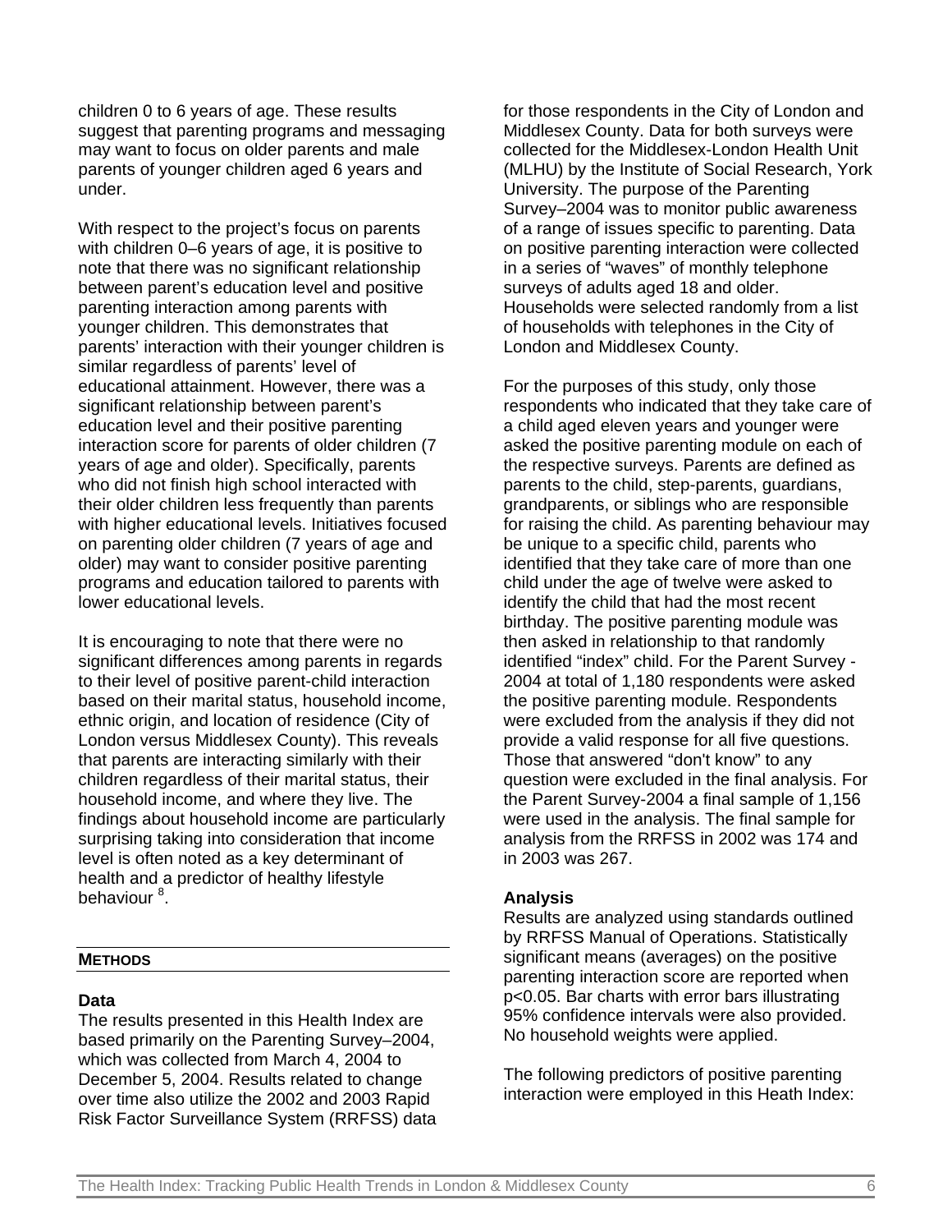children 0 to 6 years of age. These results suggest that parenting programs and messaging may want to focus on older parents and male parents of younger children aged 6 years and under.

With respect to the project's focus on parents with children 0–6 years of age, it is positive to note that there was no significant relationship between parent's education level and positive parenting interaction among parents with younger children. This demonstrates that parents' interaction with their younger children is similar regardless of parents' level of educational attainment. However, there was a significant relationship between parent's education level and their positive parenting interaction score for parents of older children (7 years of age and older). Specifically, parents who did not finish high school interacted with their older children less frequently than parents with higher educational levels. Initiatives focused on parenting older children (7 years of age and older) may want to consider positive parenting programs and education tailored to parents with lower educational levels.

It is encouraging to note that there were no significant differences among parents in regards to their level of positive parent-child interaction based on their marital status, household income, ethnic origin, and location of residence (City of London versus Middlesex County). This reveals that parents are interacting similarly with their children regardless of their marital status, their household income, and where they live. The findings about household income are particularly surprising taking into consideration that income level is often noted as a key determinant of health and a predictor of healthy lifestyle behaviour [8].

## METHODS

### Data

The results presented in this Health Index are based primarily on the Parenting Survey–2004, which was collected from March 4, 2004 to December 5, 2004. Results related to change over time also utilize the 2002 and 2003 Rapid Risk Factor Surveillance System (RRFSS) data for those respondents in the City of London and Middlesex County. Data for both surveys were collected for the Middlesex-London Health Unit (MLHU) by the Institute of Social Research, York University. The purpose of the Parenting Survey–2004 was to monitor public awareness of a range of issues specific to parenting. Data on positive parenting interaction were collected in a series of "waves" of monthly telephone surveys of adults aged 18 and older. Households were selected randomly from a list of households with telephones in the City of London and Middlesex County.

For the purposes of this study, only those respondents who indicated that they take care of a child aged eleven years and younger were asked the positive parenting module on each of the respective surveys. Parents are defined as parents to the child, step-parents, guardians, grandparents, or siblings who are responsible for raising the child. As parenting behaviour may be unique to a specific child, parents who identified that they take care of more than one child under the age of twelve were asked to identify the child that had the most recent birthday. The positive parenting module was then asked in relationship to that randomly identified "index" child. For the Parent Survey - 2004 at total of 1,180 respondents were asked the positive parenting module. Respondents were excluded from the analysis if they did not provide a valid response for all five questions. Those that answered "don't know" to any question were excluded in the final analysis. For the Parent Survey-2004 a final sample of 1,156 were used in the analysis. The final sample for analysis from the RRFSS in 2002 was 174 and in 2003 was 267.

### Analysis

Results are analyzed using standards outlined by RRFSS Manual of Operations. Statistically significant means (averages) on the positive parenting interaction score are reported when $p<0.05$. Bar charts with error bars illustrating 95% confidence intervals were also provided. No household weights were applied.

The following predictors of positive parenting interaction were employed in this Heath Index: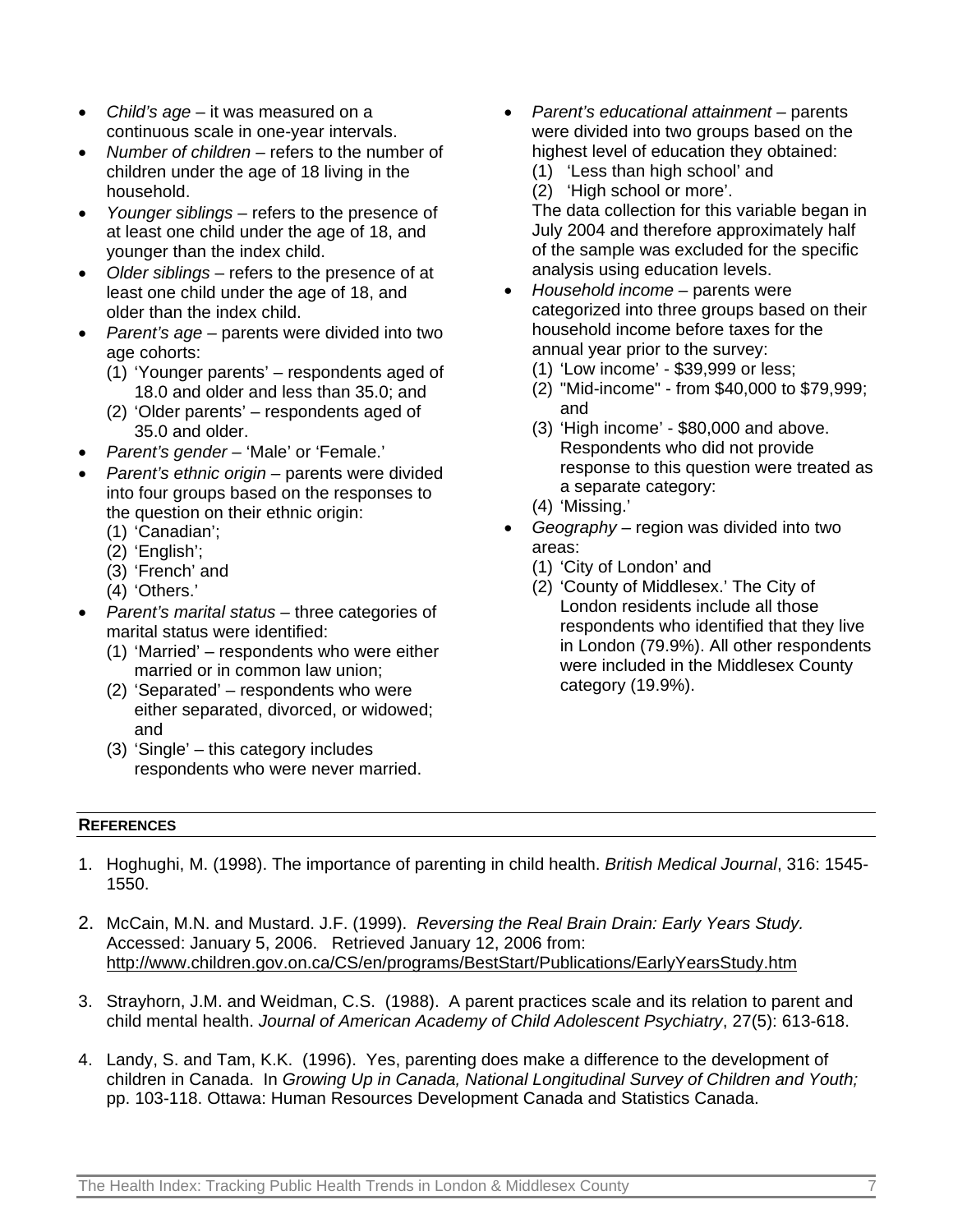- *Child's age* – it was measured on a continuous scale in one-year intervals.
- *Number of children* – refers to the number of children under the age of 18 living in the household.
- *Younger siblings* – refers to the presence of at least one child under the age of 18, and younger than the index child.
- *Older siblings* – refers to the presence of at least one child under the age of 18, and older than the index child.
- *Parent's age* – parents were divided into two age cohorts:
  1. 'Younger parents' – respondents aged of 18.0 and older and less than 35.0; and
  2. 'Older parents' – respondents aged of 35.0 and older.
- *Parent's gender* – 'Male' or 'Female.'
- *Parent's ethnic origin* – parents were divided into four groups based on the responses to the question on their ethnic origin:
  1. 'Canadian';
  2. 'English';
  3. 'French' and
  4. 'Others.'
- *Parent's marital status* – three categories of marital status were identified:
  1. 'Married' – respondents who were either married or in common law union;
  2. 'Separated' – respondents who were either separated, divorced, or widowed; and
  3. 'Single' – this category includes respondents who were never married.
- *Parent's educational attainment* – parents were divided into two groups based on the highest level of education they obtained:
  1. 'Less than high school' and
  2. 'High school or more'.

  The data collection for this variable began in July 2004 and therefore approximately half of the sample was excluded for the specific analysis using education levels.
- *Household income* – parents were categorized into three groups based on their household income before taxes for the annual year prior to the survey:
  1. 'Low income' - $39,999 or less;
  2. "Mid-income" - from $40,000 to $79,999; and
  3. 'High income' - $80,000 and above. Respondents who did not provide response to this question were treated as a separate category:
  4. 'Missing.'
- *Geography* – region was divided into two areas:
  1. 'City of London' and
  2. 'County of Middlesex.' The City of London residents include all those respondents who identified that they live in London (79.9%). All other respondents were included in the Middlesex County category (19.9%).

## References

1. Hoghughi, M. (1998). The importance of parenting in child health. *British Medical Journal*, 316: 1545-1550.
2. McCain, M.N. and Mustard. J.F. (1999). *Reversing the Real Brain Drain: Early Years Study.* Accessed: January 5, 2006. Retrieved January 12, 2006 from: http://www.children.gov.on.ca/CS/en/programs/BestStart/Publications/EarlyYearsStudy.htm
3. Strayhorn, J.M. and Weidman, C.S. (1988). A parent practices scale and its relation to parent and child mental health. *Journal of American Academy of Child Adolescent Psychiatry*, 27(5): 613-618.
4. Landy, S. and Tam, K.K. (1996). Yes, parenting does make a difference to the development of children in Canada. In *Growing Up in Canada, National Longitudinal Survey of Children and Youth;* pp. 103-118. Ottawa: Human Resources Development Canada and Statistics Canada.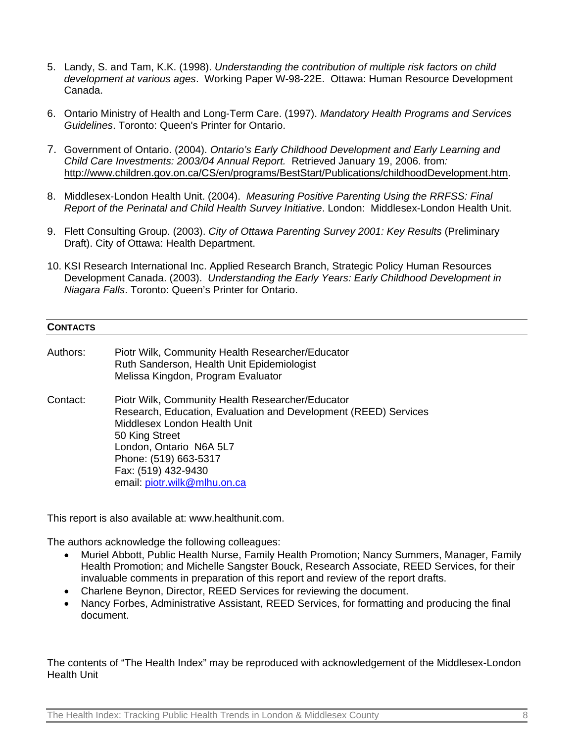5. Landy, S. and Tam, K.K. (1998). *Understanding the contribution of multiple risk factors on child development at various ages*. Working Paper W-98-22E. Ottawa: Human Resource Development Canada.

6. Ontario Ministry of Health and Long-Term Care. (1997). *Mandatory Health Programs and Services Guidelines*. Toronto: Queen's Printer for Ontario.

7. Government of Ontario. (2004). *Ontario's Early Childhood Development and Early Learning and Child Care Investments: 2003/04 Annual Report.* Retrieved January 19, 2006. from*:* http://www.children.gov.on.ca/CS/en/programs/BestStart/Publications/childhoodDevelopment.htm.

8. Middlesex-London Health Unit. (2004). *Measuring Positive Parenting Using the RRFSS: Final Report of the Perinatal and Child Health Survey Initiative*. London: Middlesex-London Health Unit.

9. Flett Consulting Group. (2003). *City of Ottawa Parenting Survey 2001: Key Results* (Preliminary Draft). City of Ottawa: Health Department.

10. KSI Research International Inc. Applied Research Branch, Strategic Policy Human Resources Development Canada. (2003). *Understanding the Early Years: Early Childhood Development in Niagara Falls*. Toronto: Queen's Printer for Ontario.

## CONTACTS

Authors:
Piotr Wilk, Community Health Researcher/Educator
Ruth Sanderson, Health Unit Epidemiologist
Melissa Kingdon, Program Evaluator

Contact:
Piotr Wilk, Community Health Researcher/Educator
Research, Education, Evaluation and Development (REED) Services
Middlesex London Health Unit
50 King Street
London, Ontario N6A 5L7
Phone: (519) 663-5317
Fax: (519) 432-9430
email: piotr.wilk@mlhu.on.ca

This report is also available at: www.healthunit.com.

The authors acknowledge the following colleagues:

- Muriel Abbott, Public Health Nurse, Family Health Promotion; Nancy Summers, Manager, Family Health Promotion; and Michelle Sangster Bouck, Research Associate, REED Services, for their invaluable comments in preparation of this report and review of the report drafts.
- Charlene Beynon, Director, REED Services for reviewing the document.
- Nancy Forbes, Administrative Assistant, REED Services, for formatting and producing the final document.

The contents of "The Health Index" may be reproduced with acknowledgement of the Middlesex-London Health Unit